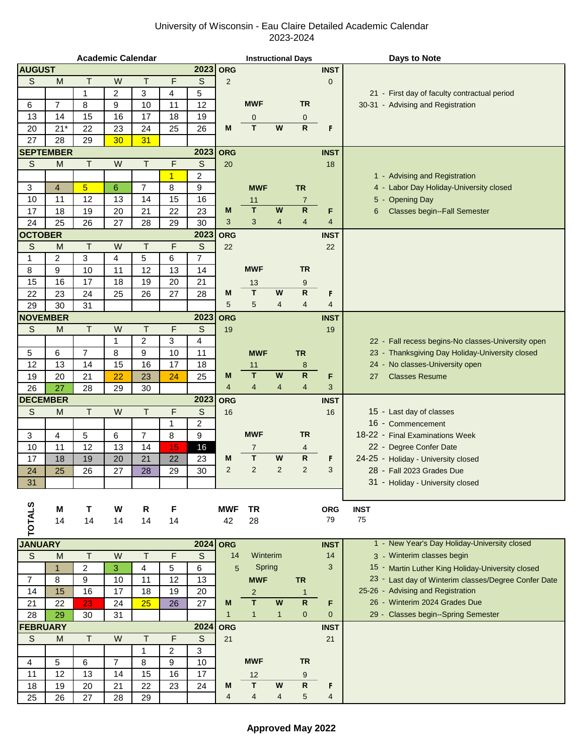# University of Wisconsin - Eau Claire Detailed Academic Calendar
## 2023-2024

### AUGUST 2023

| S | M | T | W | T | F | S |
|---|---|---|---|---|---|---|
| | | 1 | 2 | 3 | 4 | 5 |
| 6 | 7 | 8 | 9 | 10 | 11 | 12 |
| 13 | 14 | 15 | 16 | 17 | 18 | 19 |
| 20 | 21* | 22 | 23 | 24 | 25 | 26 |
| 27 | 28 | 29 | 30 | 31 | | |

**Instructional Days:** ORG 2 | INST 0 | MWF 0 | TR 0

**Days to Note:**
- 21 - First day of faculty contractual period
- 30-31 - Advising and Registration

### SEPTEMBER 2023

| S | M | T | W | T | F | S |
|---|---|---|---|---|---|---|
| | | | | | 1 | 2 |
| 3 | 4 | 5 | 6 | 7 | 8 | 9 |
| 10 | 11 | 12 | 13 | 14 | 15 | 16 |
| 17 | 18 | 19 | 20 | 21 | 22 | 23 |
| 24 | 25 | 26 | 27 | 28 | 29 | 30 |

**Instructional Days:** ORG 20 | INST 18 | MWF 11 | TR 7

| M | T | W | R | F |
|---|---|---|---|---|
| 3 | 3 | 4 | 4 | 4 |

**Days to Note:**
- 1 - Advising and Registration
- 4 - Labor Day Holiday-University closed
- 5 - Opening Day
- 6 Classes begin--Fall Semester

### OCTOBER 2023

| S | M | T | W | T | F | S |
|---|---|---|---|---|---|---|
| 1 | 2 | 3 | 4 | 5 | 6 | 7 |
| 8 | 9 | 10 | 11 | 12 | 13 | 14 |
| 15 | 16 | 17 | 18 | 19 | 20 | 21 |
| 22 | 23 | 24 | 25 | 26 | 27 | 28 |
| 29 | 30 | 31 | | | | |

**Instructional Days:** ORG 22 | INST 22 | MWF 13 | TR 9

| M | T | W | R | F |
|---|---|---|---|---|
| 5 | 5 | 4 | 4 | 4 |

### NOVEMBER 2023

| S | M | T | W | T | F | S |
|---|---|---|---|---|---|---|
| | | | 1 | 2 | 3 | 4 |
| 5 | 6 | 7 | 8 | 9 | 10 | 11 |
| 12 | 13 | 14 | 15 | 16 | 17 | 18 |
| 19 | 20 | 21 | 22 | 23 | 24 | 25 |
| 26 | 27 | 28 | 29 | 30 | | |

**Instructional Days:** ORG 19 | INST 19 | MWF 11 | TR 8

| M | T | W | R | F |
|---|---|---|---|---|
| 4 | 4 | 4 | 4 | 3 |

**Days to Note:**
- 22 - Fall recess begins-No classes-University open
- 23 - Thanksgiving Day Holiday-University closed
- 24 - No classes-University open
- 27 Classes Resume

### DECEMBER 2023

| S | M | T | W | T | F | S |
|---|---|---|---|---|---|---|
| | | | | | 1 | 2 |
| 3 | 4 | 5 | 6 | 7 | 8 | 9 |
| 10 | 11 | 12 | 13 | 14 | 15 | 16 |
| 17 | 18 | 19 | 20 | 21 | 22 | 23 |
| 24 | 25 | 26 | 27 | 28 | 29 | 30 |
| 31 | | | | | | |

**Instructional Days:** ORG 16 | INST 16 | MWF 7 | TR 4

| M | T | W | R | F |
|---|---|---|---|---|
| 2 | 2 | 2 | 2 | 3 |

**Days to Note:**
- 15 - Last day of classes
- 16 - Commencement
- 18-22 - Final Examinations Week
- 22 - Degree Confer Date
- 24-25 - Holiday - University closed
- 28 - Fall 2023 Grades Due
- 31 - Holiday - University closed

### TOTALS

| M | T | W | R | F | MWF | TR | ORG | INST |
|---|---|---|---|---|---|---|---|---|
| 14 | 14 | 14 | 14 | 14 | 42 | 28 | 79 | 75 |

### JANUARY 2024

| S | M | T | W | T | F | S |
|---|---|---|---|---|---|---|
| | 1 | 2 | 3 | 4 | 5 | 6 |
| 7 | 8 | 9 | 10 | 11 | 12 | 13 |
| 14 | 15 | 16 | 17 | 18 | 19 | 20 |
| 21 | 22 | 23 | 24 | 25 | 26 | 27 |
| 28 | 29 | 30 | 31 | | | |

**Instructional Days:** Winterim: ORG 14, INST 14 | Spring: ORG 5, INST 3 | MWF 2 | TR 1

| M | T | W | R | F |
|---|---|---|---|---|
| 1 | 1 | 1 | 0 | 0 |

**Days to Note:**
- 1 - New Year's Day Holiday-University closed
- 3 - Winterim classes begin
- 15 - Martin Luther King Holiday-University closed
- 23 - Last day of Winterim classes/Degree Confer Date
- 25-26 - Advising and Registration
- 26 - Winterim 2024 Grades Due
- 29 - Classes begin--Spring Semester

### FEBRUARY 2024

| S | M | T | W | T | F | S |
|---|---|---|---|---|---|---|
| | | | | 1 | 2 | 3 |
| 4 | 5 | 6 | 7 | 8 | 9 | 10 |
| 11 | 12 | 13 | 14 | 15 | 16 | 17 |
| 18 | 19 | 20 | 21 | 22 | 23 | 24 |
| 25 | 26 | 27 | 28 | 29 | | |

**Instructional Days:** ORG 21 | INST 21 | MWF 12 | TR 9

| M | T | W | R | F |
|---|---|---|---|---|
| 4 | 4 | 4 | 5 | 4 |

**Approved May 2022**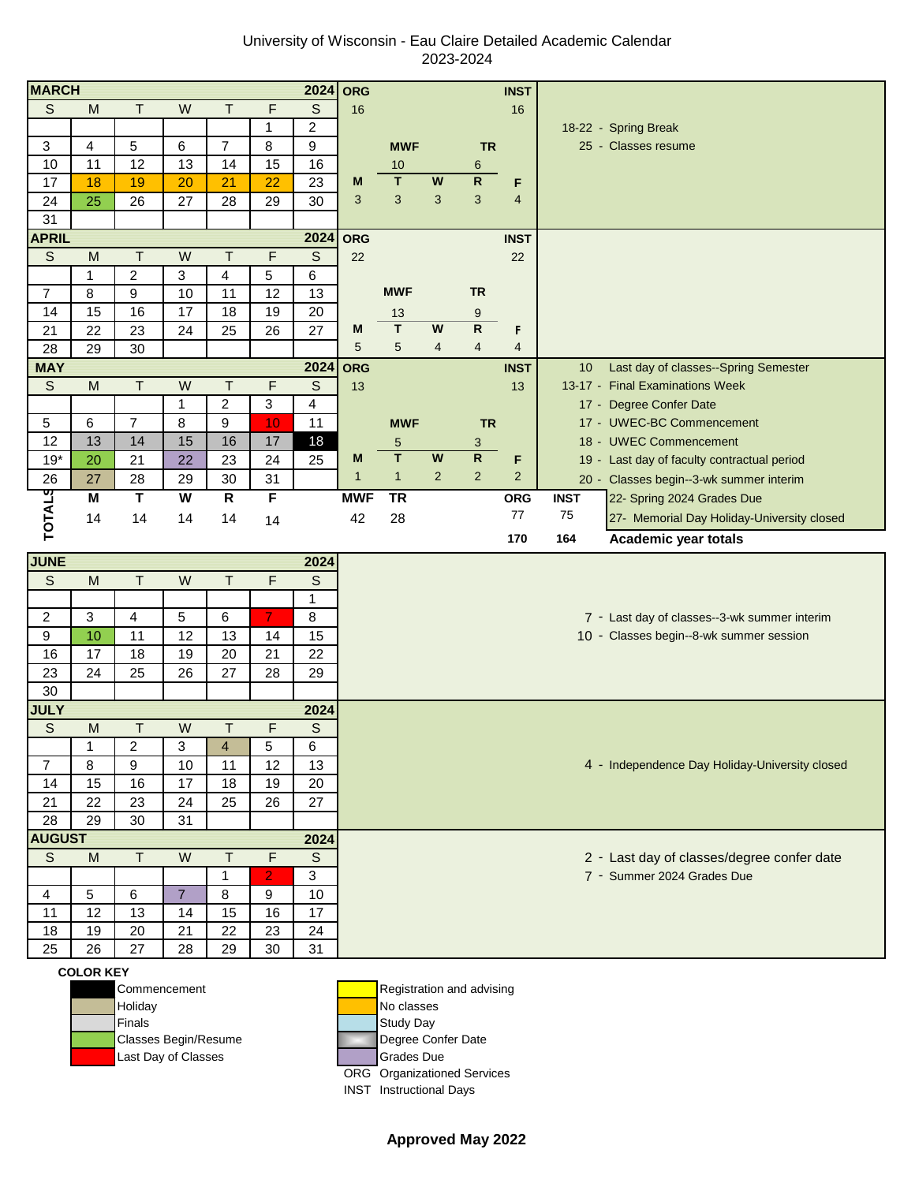# University of Wisconsin - Eau Claire Detailed Academic Calendar
## 2023-2024

### MARCH 2024

| S | M | T | W | T | F | S |
|---|---|---|---|---|---|---|
| | | | | | 1 | 2 |
| 3 | 4 | 5 | 6 | 7 | 8 | 9 |
| 10 | 11 | 12 | 13 | 14 | 15 | 16 |
| 17 | 18 | 19 | 20 | 21 | 22 | 23 |
| 24 | 25 | 26 | 27 | 28 | 29 | 30 |
| 31 | | | | | | |

ORG: 16 | INST: 16

| MWF | TR |
|---|---|
| 10 | 6 |

| M | T | W | R | F |
|---|---|---|---|---|
| 3 | 3 | 3 | 3 | 4 |

- 18-22 - Spring Break
- 25 - Classes resume

### APRIL 2024

| S | M | T | W | T | F | S |
|---|---|---|---|---|---|---|
| | 1 | 2 | 3 | 4 | 5 | 6 |
| 7 | 8 | 9 | 10 | 11 | 12 | 13 |
| 14 | 15 | 16 | 17 | 18 | 19 | 20 |
| 21 | 22 | 23 | 24 | 25 | 26 | 27 |
| 28 | 29 | 30 | | | | |

ORG: 22 | INST: 22

| MWF | TR |
|---|---|
| 13 | 9 |

| M | T | W | R | F |
|---|---|---|---|---|
| 5 | 5 | 4 | 4 | 4 |

### MAY 2024

| S | M | T | W | T | F | S |
|---|---|---|---|---|---|---|
| | | | 1 | 2 | 3 | 4 |
| 5 | 6 | 7 | 8 | 9 | 10 | 11 |
| 12 | 13 | 14 | 15 | 16 | 17 | 18 |
| 19* | 20 | 21 | 22 | 23 | 24 | 25 |
| 26 | 27 | 28 | 29 | 30 | 31 | |

ORG: 13 | INST: 13

| MWF | TR |
|---|---|
| 5 | 3 |

| M | T | W | R | F |
|---|---|---|---|---|
| 1 | 1 | 2 | 2 | 2 |

- 10 Last day of classes--Spring Semester
- 13-17 - Final Examinations Week
- 17 - Degree Confer Date
- 17 - UWEC-BC Commencement
- 18 - UWEC Commencement
- 19 - Last day of faculty contractual period
- 20 - Classes begin--3-wk summer interim
- 22- Spring 2024 Grades Due
- 27- Memorial Day Holiday-University closed

### TOTALS

| M | T | W | R | F | MWF | TR | ORG | INST |
|---|---|---|---|---|---|---|---|---|
| 14 | 14 | 14 | 14 | 14 | 42 | 28 | 77 | 75 |

**Academic year totals:** 170 (ORG) | 164 (INST)

### JUNE 2024

| S | M | T | W | T | F | S |
|---|---|---|---|---|---|---|
| | | | | | | 1 |
| 2 | 3 | 4 | 5 | 6 | 7 | 8 |
| 9 | 10 | 11 | 12 | 13 | 14 | 15 |
| 16 | 17 | 18 | 19 | 20 | 21 | 22 |
| 23 | 24 | 25 | 26 | 27 | 28 | 29 |
| 30 | | | | | | |

- 7 - Last day of classes--3-wk summer interim
- 10 - Classes begin--8-wk summer session

### JULY 2024

| S | M | T | W | T | F | S |
|---|---|---|---|---|---|---|
| | 1 | 2 | 3 | 4 | 5 | 6 |
| 7 | 8 | 9 | 10 | 11 | 12 | 13 |
| 14 | 15 | 16 | 17 | 18 | 19 | 20 |
| 21 | 22 | 23 | 24 | 25 | 26 | 27 |
| 28 | 29 | 30 | 31 | | | |

- 4 - Independence Day Holiday-University closed

### AUGUST 2024

| S | M | T | W | T | F | S |
|---|---|---|---|---|---|---|
| | | | | 1 | 2 | 3 |
| 4 | 5 | 6 | 7 | 8 | 9 | 10 |
| 11 | 12 | 13 | 14 | 15 | 16 | 17 |
| 18 | 19 | 20 | 21 | 22 | 23 | 24 |
| 25 | 26 | 27 | 28 | 29 | 30 | 31 |

- 2 - Last day of classes/degree confer date
- 7 - Summer 2024 Grades Due

**COLOR KEY**

- Commencement
- Holiday
- Finals
- Classes Begin/Resume
- Last Day of Classes
- Registration and advising
- No classes
- Study Day
- Degree Confer Date
- Grades Due
- ORG Organizationed Services
- INST Instructional Days

**Approved May 2022**